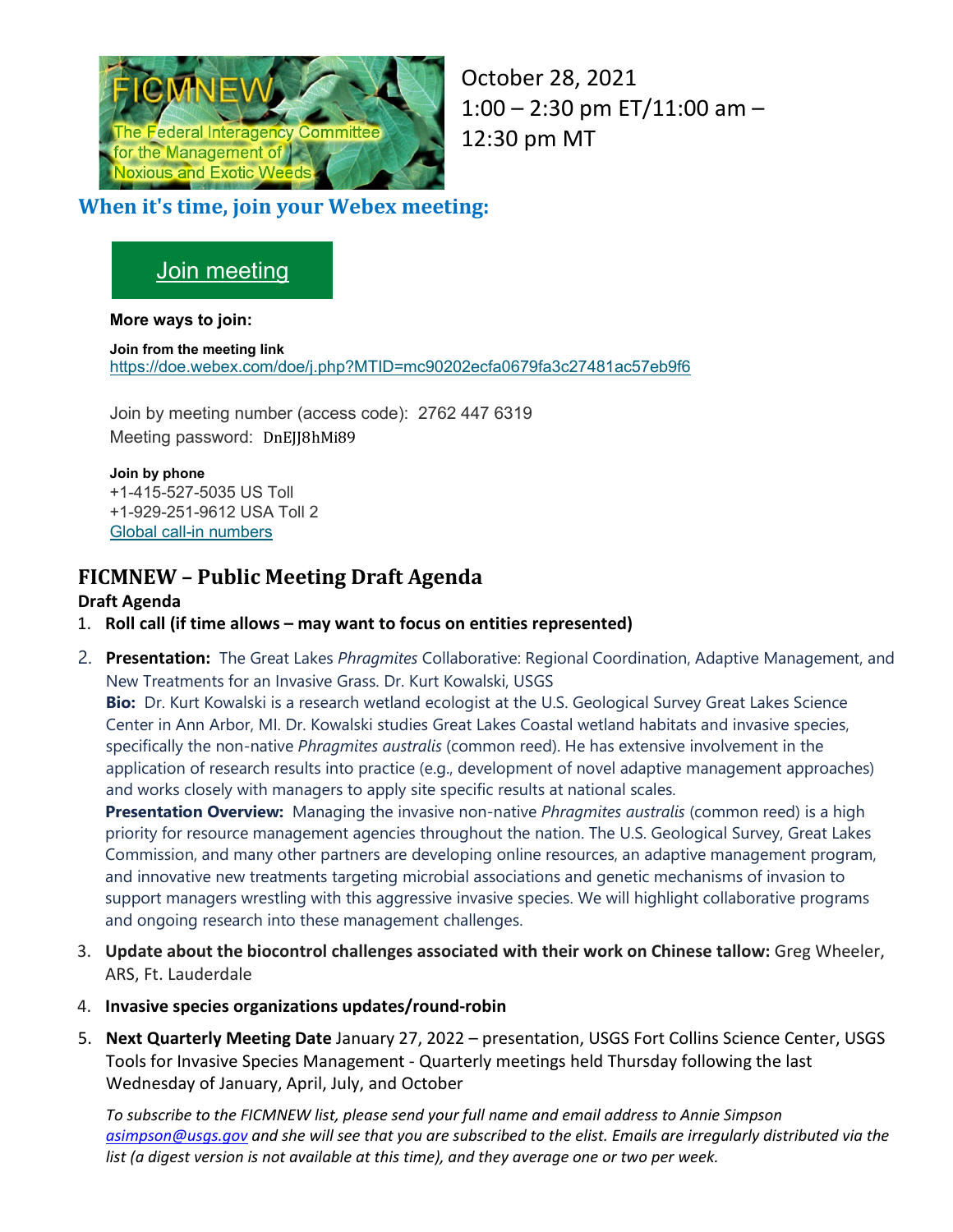FICMNEW The Federal Interagency Committee for the Management of Noxious and Exotic Weeds

October 28, 2021
1:00 – 2:30 pm ET/11:00 am – 12:30 pm MT

## When it's time, join your Webex meeting:

[Join meeting]

**More ways to join:**

**Join from the meeting link**
https://doe.webex.com/doe/j.php?MTID=mc90202ecfa0679fa3c27481ac57eb9f6

Join by meeting number (access code): 2762 447 6319
Meeting password: DnEJJ8hMi89

**Join by phone**
+1-415-527-5035 US Toll
+1-929-251-9612 USA Toll 2
Global call-in numbers

# FICMNEW – Public Meeting Draft Agenda

**Draft Agenda**

1. **Roll call (if time allows – may want to focus on entities represented)**
2. **Presentation:** The Great Lakes *Phragmites* Collaborative: Regional Coordination, Adaptive Management, and New Treatments for an Invasive Grass. Dr. Kurt Kowalski, USGS
   **Bio:** Dr. Kurt Kowalski is a research wetland ecologist at the U.S. Geological Survey Great Lakes Science Center in Ann Arbor, MI. Dr. Kowalski studies Great Lakes Coastal wetland habitats and invasive species, specifically the non-native *Phragmites australis* (common reed). He has extensive involvement in the application of research results into practice (e.g., development of novel adaptive management approaches) and works closely with managers to apply site specific results at national scales.
   **Presentation Overview:** Managing the invasive non-native *Phragmites australis* (common reed) is a high priority for resource management agencies throughout the nation. The U.S. Geological Survey, Great Lakes Commission, and many other partners are developing online resources, an adaptive management program, and innovative new treatments targeting microbial associations and genetic mechanisms of invasion to support managers wrestling with this aggressive invasive species. We will highlight collaborative programs and ongoing research into these management challenges.
3. **Update about the biocontrol challenges associated with their work on Chinese tallow:** Greg Wheeler, ARS, Ft. Lauderdale
4. **Invasive species organizations updates/round-robin**
5. **Next Quarterly Meeting Date** January 27, 2022 – presentation, USGS Fort Collins Science Center, USGS Tools for Invasive Species Management - Quarterly meetings held Thursday following the last Wednesday of January, April, July, and October

*To subscribe to the FICMNEW list, please send your full name and email address to Annie Simpson asimpson@usgs.gov and she will see that you are subscribed to the elist. Emails are irregularly distributed via the list (a digest version is not available at this time), and they average one or two per week.*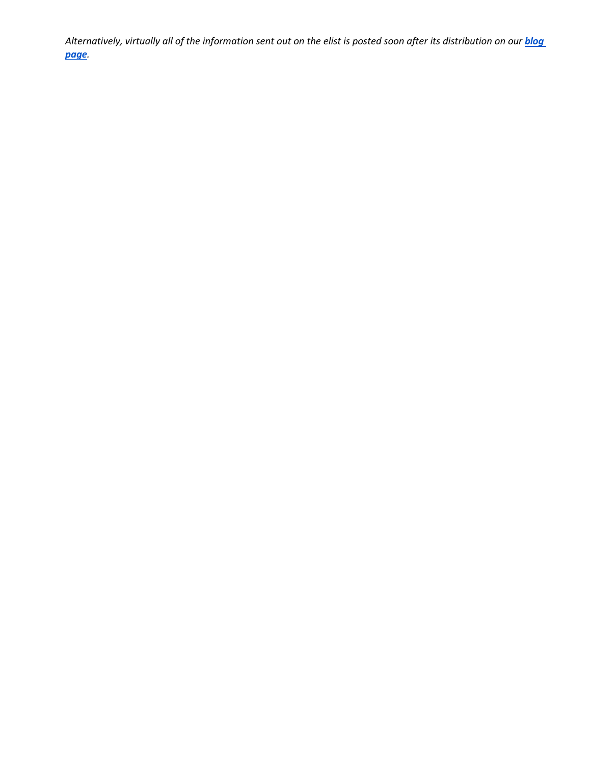*Alternatively, virtually all of the information sent out on the elist is posted soon after its distribution on our* ***blog page****.*